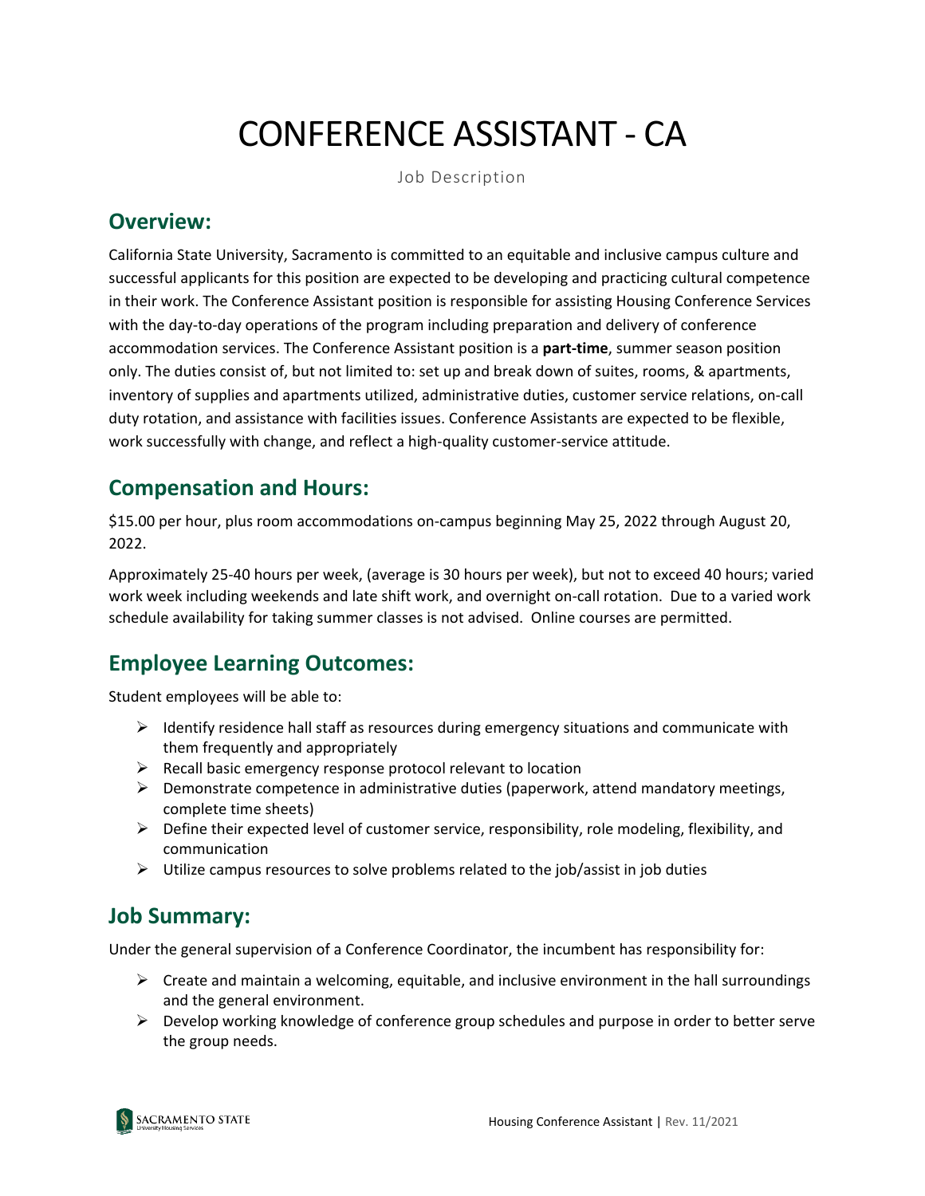# CONFERENCE ASSISTANT - CA

Job Description

## Overview:

California State University, Sacramento is committed to an equitable and inclusive campus culture and successful applicants for this position are expected to be developing and practicing cultural competence in their work. The Conference Assistant position is responsible for assisting Housing Conference Services with the day-to-day operations of the program including preparation and delivery of conference accommodation services. The Conference Assistant position is a **part-time**, summer season position only. The duties consist of, but not limited to: set up and break down of suites, rooms, & apartments, inventory of supplies and apartments utilized, administrative duties, customer service relations, on-call duty rotation, and assistance with facilities issues. Conference Assistants are expected to be flexible, work successfully with change, and reflect a high-quality customer-service attitude.

## Compensation and Hours:

$15.00 per hour, plus room accommodations on-campus beginning May 25, 2022 through August 20, 2022.

Approximately 25-40 hours per week, (average is 30 hours per week), but not to exceed 40 hours; varied work week including weekends and late shift work, and overnight on-call rotation. Due to a varied work schedule availability for taking summer classes is not advised. Online courses are permitted.

## Employee Learning Outcomes:

Student employees will be able to:

- Identify residence hall staff as resources during emergency situations and communicate with them frequently and appropriately
- Recall basic emergency response protocol relevant to location
- Demonstrate competence in administrative duties (paperwork, attend mandatory meetings, complete time sheets)
- Define their expected level of customer service, responsibility, role modeling, flexibility, and communication
- Utilize campus resources to solve problems related to the job/assist in job duties

## Job Summary:

Under the general supervision of a Conference Coordinator, the incumbent has responsibility for:

- Create and maintain a welcoming, equitable, and inclusive environment in the hall surroundings and the general environment.
- Develop working knowledge of conference group schedules and purpose in order to better serve the group needs.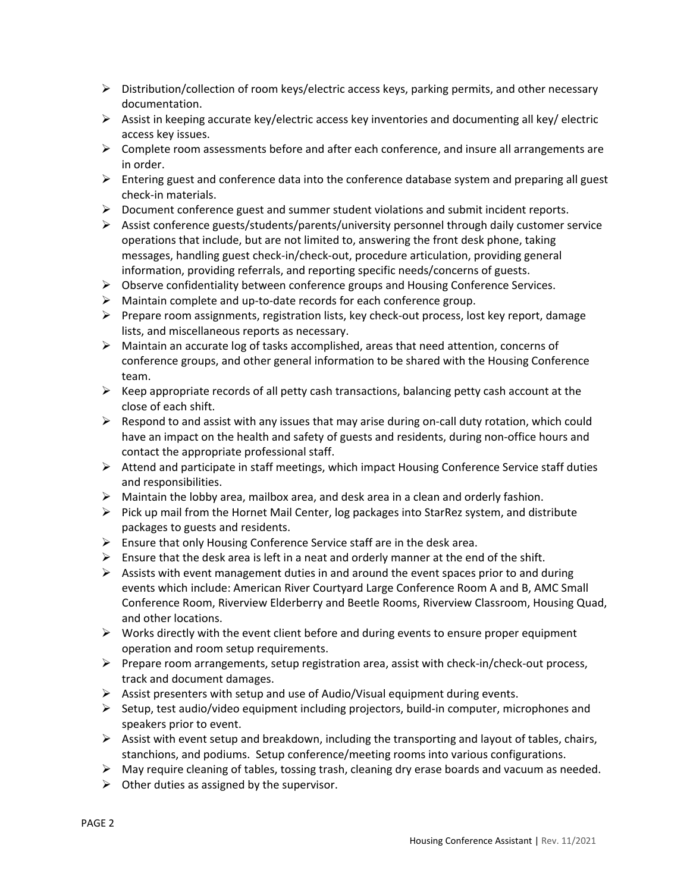- Distribution/collection of room keys/electric access keys, parking permits, and other necessary documentation.
- Assist in keeping accurate key/electric access key inventories and documenting all key/ electric access key issues.
- Complete room assessments before and after each conference, and insure all arrangements are in order.
- Entering guest and conference data into the conference database system and preparing all guest check-in materials.
- Document conference guest and summer student violations and submit incident reports.
- Assist conference guests/students/parents/university personnel through daily customer service operations that include, but are not limited to, answering the front desk phone, taking messages, handling guest check-in/check-out, procedure articulation, providing general information, providing referrals, and reporting specific needs/concerns of guests.
- Observe confidentiality between conference groups and Housing Conference Services.
- Maintain complete and up-to-date records for each conference group.
- Prepare room assignments, registration lists, key check-out process, lost key report, damage lists, and miscellaneous reports as necessary.
- Maintain an accurate log of tasks accomplished, areas that need attention, concerns of conference groups, and other general information to be shared with the Housing Conference team.
- Keep appropriate records of all petty cash transactions, balancing petty cash account at the close of each shift.
- Respond to and assist with any issues that may arise during on-call duty rotation, which could have an impact on the health and safety of guests and residents, during non-office hours and contact the appropriate professional staff.
- Attend and participate in staff meetings, which impact Housing Conference Service staff duties and responsibilities.
- Maintain the lobby area, mailbox area, and desk area in a clean and orderly fashion.
- Pick up mail from the Hornet Mail Center, log packages into StarRez system, and distribute packages to guests and residents.
- Ensure that only Housing Conference Service staff are in the desk area.
- Ensure that the desk area is left in a neat and orderly manner at the end of the shift.
- Assists with event management duties in and around the event spaces prior to and during events which include: American River Courtyard Large Conference Room A and B, AMC Small Conference Room, Riverview Elderberry and Beetle Rooms, Riverview Classroom, Housing Quad, and other locations.
- Works directly with the event client before and during events to ensure proper equipment operation and room setup requirements.
- Prepare room arrangements, setup registration area, assist with check-in/check-out process, track and document damages.
- Assist presenters with setup and use of Audio/Visual equipment during events.
- Setup, test audio/video equipment including projectors, build-in computer, microphones and speakers prior to event.
- Assist with event setup and breakdown, including the transporting and layout of tables, chairs, stanchions, and podiums. Setup conference/meeting rooms into various configurations.
- May require cleaning of tables, tossing trash, cleaning dry erase boards and vacuum as needed.
- Other duties as assigned by the supervisor.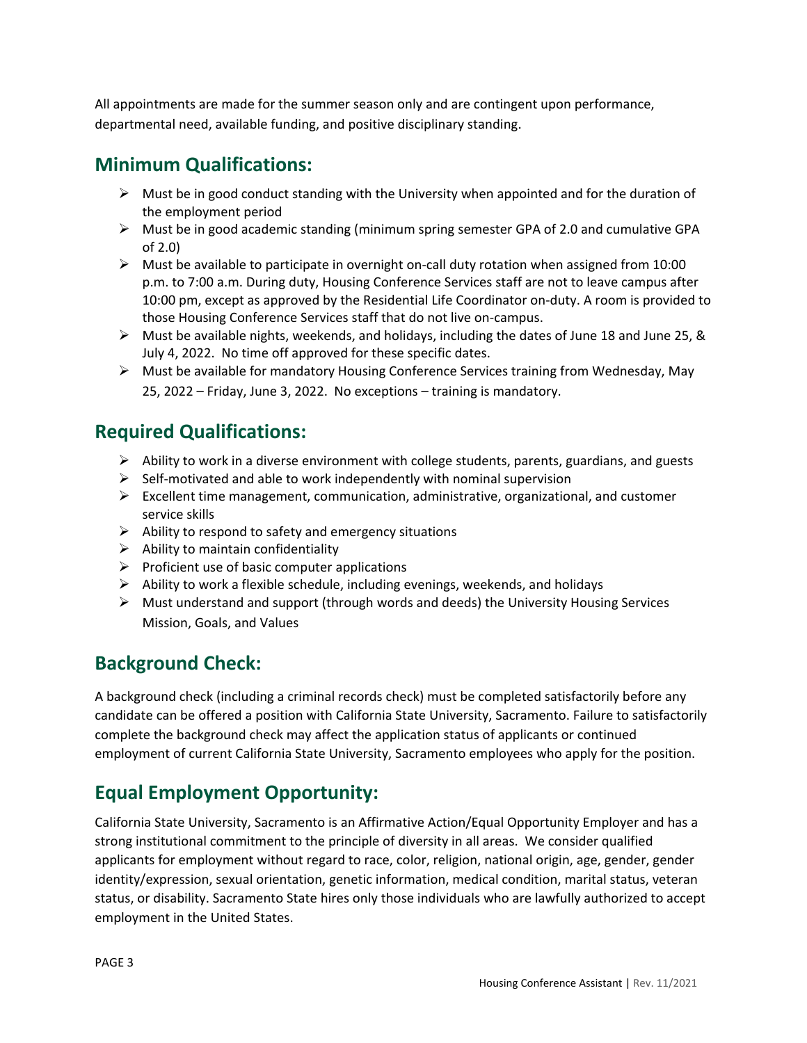All appointments are made for the summer season only and are contingent upon performance, departmental need, available funding, and positive disciplinary standing.

## Minimum Qualifications:

- Must be in good conduct standing with the University when appointed and for the duration of the employment period
- Must be in good academic standing (minimum spring semester GPA of 2.0 and cumulative GPA of 2.0)
- Must be available to participate in overnight on-call duty rotation when assigned from 10:00 p.m. to 7:00 a.m. During duty, Housing Conference Services staff are not to leave campus after 10:00 pm, except as approved by the Residential Life Coordinator on-duty. A room is provided to those Housing Conference Services staff that do not live on-campus.
- Must be available nights, weekends, and holidays, including the dates of June 18 and June 25, & July 4, 2022. No time off approved for these specific dates.
- Must be available for mandatory Housing Conference Services training from Wednesday, May 25, 2022 – Friday, June 3, 2022. No exceptions – training is mandatory.

## Required Qualifications:

- Ability to work in a diverse environment with college students, parents, guardians, and guests
- Self-motivated and able to work independently with nominal supervision
- Excellent time management, communication, administrative, organizational, and customer service skills
- Ability to respond to safety and emergency situations
- Ability to maintain confidentiality
- Proficient use of basic computer applications
- Ability to work a flexible schedule, including evenings, weekends, and holidays
- Must understand and support (through words and deeds) the University Housing Services Mission, Goals, and Values

## Background Check:

A background check (including a criminal records check) must be completed satisfactorily before any candidate can be offered a position with California State University, Sacramento. Failure to satisfactorily complete the background check may affect the application status of applicants or continued employment of current California State University, Sacramento employees who apply for the position.

## Equal Employment Opportunity:

California State University, Sacramento is an Affirmative Action/Equal Opportunity Employer and has a strong institutional commitment to the principle of diversity in all areas. We consider qualified applicants for employment without regard to race, color, religion, national origin, age, gender, gender identity/expression, sexual orientation, genetic information, medical condition, marital status, veteran status, or disability. Sacramento State hires only those individuals who are lawfully authorized to accept employment in the United States.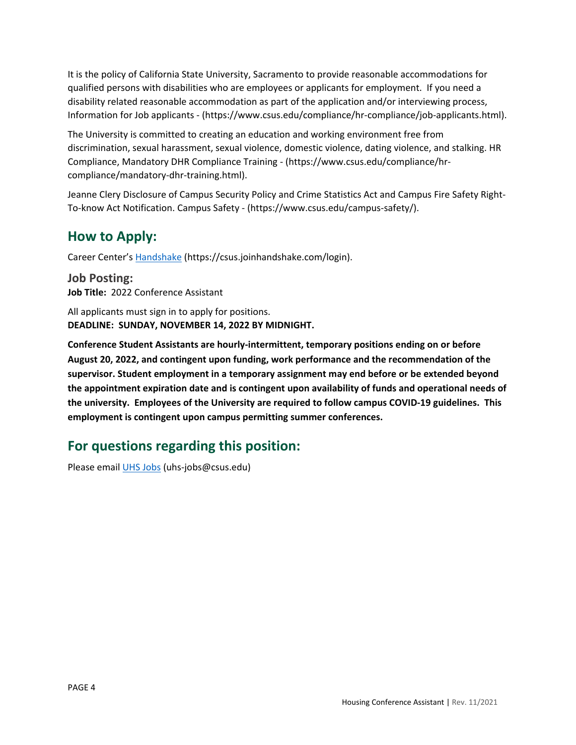It is the policy of California State University, Sacramento to provide reasonable accommodations for qualified persons with disabilities who are employees or applicants for employment. If you need a disability related reasonable accommodation as part of the application and/or interviewing process, Information for Job applicants - (https://www.csus.edu/compliance/hr-compliance/job-applicants.html).

The University is committed to creating an education and working environment free from discrimination, sexual harassment, sexual violence, domestic violence, dating violence, and stalking. HR Compliance, Mandatory DHR Compliance Training - (https://www.csus.edu/compliance/hr-compliance/mandatory-dhr-training.html).

Jeanne Clery Disclosure of Campus Security Policy and Crime Statistics Act and Campus Fire Safety Right-To-know Act Notification. Campus Safety - (https://www.csus.edu/campus-safety/).

## How to Apply:

Career Center's [Handshake](https://csus.joinhandshake.com/login) (https://csus.joinhandshake.com/login).

### Job Posting:

**Job Title:** 2022 Conference Assistant

All applicants must sign in to apply for positions.
**DEADLINE: SUNDAY, NOVEMBER 14, 2022 BY MIDNIGHT.**

**Conference Student Assistants are hourly-intermittent, temporary positions ending on or before August 20, 2022, and contingent upon funding, work performance and the recommendation of the supervisor. Student employment in a temporary assignment may end before or be extended beyond the appointment expiration date and is contingent upon availability of funds and operational needs of the university. Employees of the University are required to follow campus COVID-19 guidelines. This employment is contingent upon campus permitting summer conferences.**

## For questions regarding this position:

Please email [UHS Jobs](mailto:uhs-jobs@csus.edu) (uhs-jobs@csus.edu)